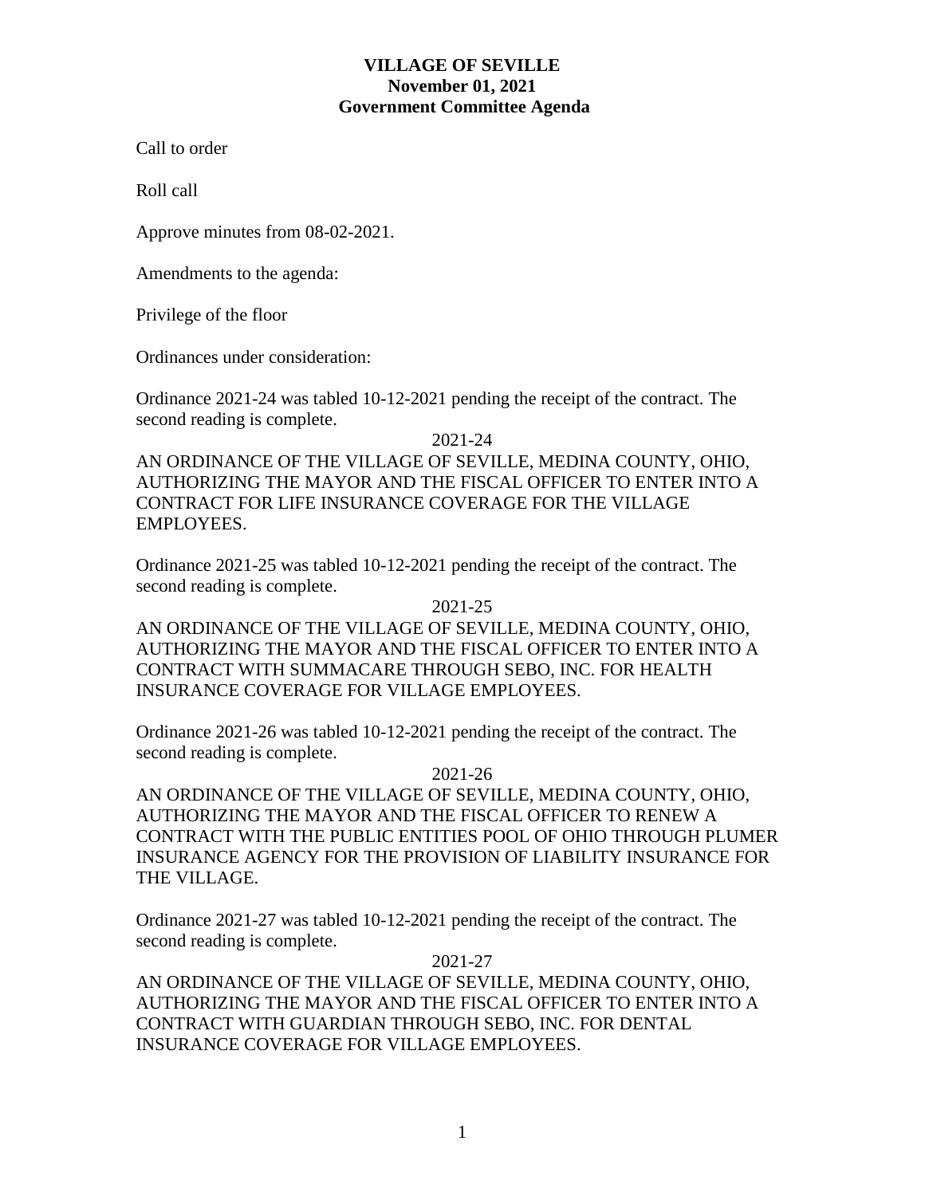# VILLAGE OF SEVILLE
## November 01, 2021
## Government Committee Agenda

Call to order

Roll call

Approve minutes from 08-02-2021.

Amendments to the agenda:

Privilege of the floor

Ordinances under consideration:

Ordinance 2021-24 was tabled 10-12-2021 pending the receipt of the contract. The second reading is complete.

2021-24

AN ORDINANCE OF THE VILLAGE OF SEVILLE, MEDINA COUNTY, OHIO, AUTHORIZING THE MAYOR AND THE FISCAL OFFICER TO ENTER INTO A CONTRACT FOR LIFE INSURANCE COVERAGE FOR THE VILLAGE EMPLOYEES.

Ordinance 2021-25 was tabled 10-12-2021 pending the receipt of the contract. The second reading is complete.

2021-25

AN ORDINANCE OF THE VILLAGE OF SEVILLE, MEDINA COUNTY, OHIO, AUTHORIZING THE MAYOR AND THE FISCAL OFFICER TO ENTER INTO A CONTRACT WITH SUMMACARE THROUGH SEBO, INC. FOR HEALTH INSURANCE COVERAGE FOR VILLAGE EMPLOYEES.

Ordinance 2021-26 was tabled 10-12-2021 pending the receipt of the contract. The second reading is complete.

2021-26

AN ORDINANCE OF THE VILLAGE OF SEVILLE, MEDINA COUNTY, OHIO, AUTHORIZING THE MAYOR AND THE FISCAL OFFICER TO RENEW A CONTRACT WITH THE PUBLIC ENTITIES POOL OF OHIO THROUGH PLUMER INSURANCE AGENCY FOR THE PROVISION OF LIABILITY INSURANCE FOR THE VILLAGE.

Ordinance 2021-27 was tabled 10-12-2021 pending the receipt of the contract. The second reading is complete.

2021-27

AN ORDINANCE OF THE VILLAGE OF SEVILLE, MEDINA COUNTY, OHIO, AUTHORIZING THE MAYOR AND THE FISCAL OFFICER TO ENTER INTO A CONTRACT WITH GUARDIAN THROUGH SEBO, INC. FOR DENTAL INSURANCE COVERAGE FOR VILLAGE EMPLOYEES.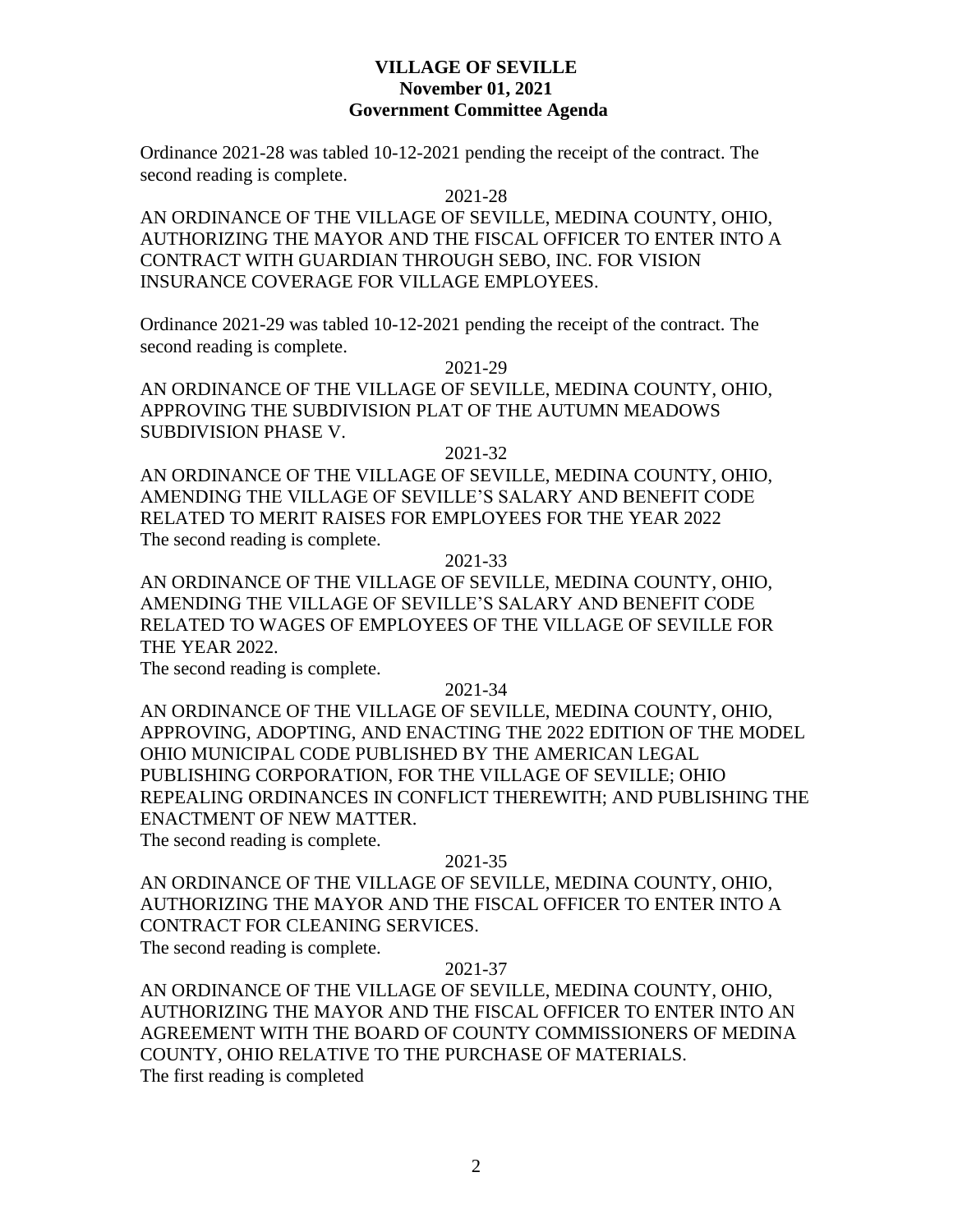**VILLAGE OF SEVILLE**
**November 01, 2021**
**Government Committee Agenda**

Ordinance 2021-28 was tabled 10-12-2021 pending the receipt of the contract. The second reading is complete.

2021-28

AN ORDINANCE OF THE VILLAGE OF SEVILLE, MEDINA COUNTY, OHIO, AUTHORIZING THE MAYOR AND THE FISCAL OFFICER TO ENTER INTO A CONTRACT WITH GUARDIAN THROUGH SEBO, INC. FOR VISION INSURANCE COVERAGE FOR VILLAGE EMPLOYEES.

Ordinance 2021-29 was tabled 10-12-2021 pending the receipt of the contract. The second reading is complete.

2021-29

AN ORDINANCE OF THE VILLAGE OF SEVILLE, MEDINA COUNTY, OHIO, APPROVING THE SUBDIVISION PLAT OF THE AUTUMN MEADOWS SUBDIVISION PHASE V.

2021-32

AN ORDINANCE OF THE VILLAGE OF SEVILLE, MEDINA COUNTY, OHIO, AMENDING THE VILLAGE OF SEVILLE'S SALARY AND BENEFIT CODE RELATED TO MERIT RAISES FOR EMPLOYEES FOR THE YEAR 2022
The second reading is complete.

2021-33

AN ORDINANCE OF THE VILLAGE OF SEVILLE, MEDINA COUNTY, OHIO, AMENDING THE VILLAGE OF SEVILLE'S SALARY AND BENEFIT CODE RELATED TO WAGES OF EMPLOYEES OF THE VILLAGE OF SEVILLE FOR THE YEAR 2022.
The second reading is complete.

2021-34

AN ORDINANCE OF THE VILLAGE OF SEVILLE, MEDINA COUNTY, OHIO, APPROVING, ADOPTING, AND ENACTING THE 2022 EDITION OF THE MODEL OHIO MUNICIPAL CODE PUBLISHED BY THE AMERICAN LEGAL PUBLISHING CORPORATION, FOR THE VILLAGE OF SEVILLE; OHIO REPEALING ORDINANCES IN CONFLICT THEREWITH; AND PUBLISHING THE ENACTMENT OF NEW MATTER.
The second reading is complete.

2021-35

AN ORDINANCE OF THE VILLAGE OF SEVILLE, MEDINA COUNTY, OHIO, AUTHORIZING THE MAYOR AND THE FISCAL OFFICER TO ENTER INTO A CONTRACT FOR CLEANING SERVICES.
The second reading is complete.

2021-37

AN ORDINANCE OF THE VILLAGE OF SEVILLE, MEDINA COUNTY, OHIO, AUTHORIZING THE MAYOR AND THE FISCAL OFFICER TO ENTER INTO AN AGREEMENT WITH THE BOARD OF COUNTY COMMISSIONERS OF MEDINA COUNTY, OHIO RELATIVE TO THE PURCHASE OF MATERIALS.
The first reading is completed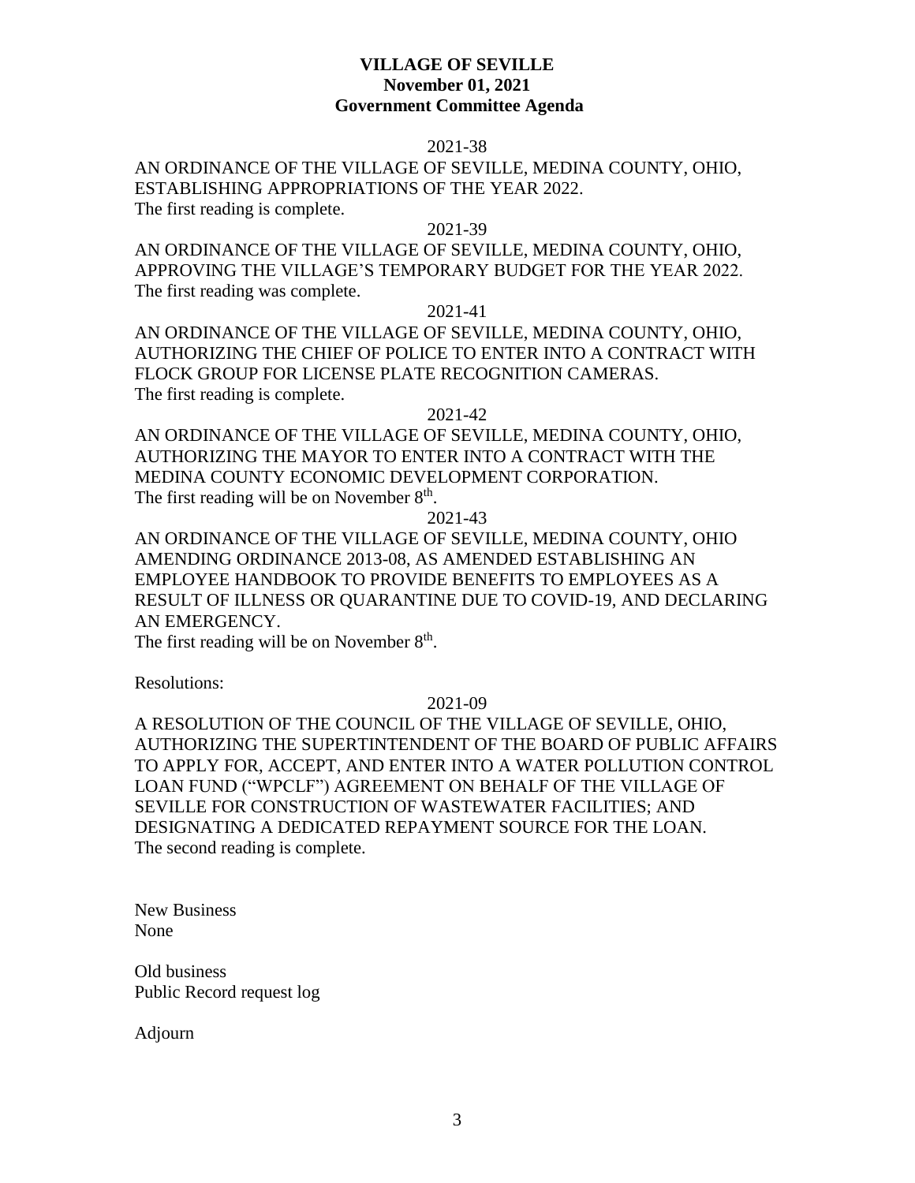**VILLAGE OF SEVILLE**
**November 01, 2021**
**Government Committee Agenda**

2021-38

AN ORDINANCE OF THE VILLAGE OF SEVILLE, MEDINA COUNTY, OHIO, ESTABLISHING APPROPRIATIONS OF THE YEAR 2022.
The first reading is complete.

2021-39

AN ORDINANCE OF THE VILLAGE OF SEVILLE, MEDINA COUNTY, OHIO, APPROVING THE VILLAGE'S TEMPORARY BUDGET FOR THE YEAR 2022.
The first reading was complete.

2021-41

AN ORDINANCE OF THE VILLAGE OF SEVILLE, MEDINA COUNTY, OHIO, AUTHORIZING THE CHIEF OF POLICE TO ENTER INTO A CONTRACT WITH FLOCK GROUP FOR LICENSE PLATE RECOGNITION CAMERAS.
The first reading is complete.

2021-42

AN ORDINANCE OF THE VILLAGE OF SEVILLE, MEDINA COUNTY, OHIO, AUTHORIZING THE MAYOR TO ENTER INTO A CONTRACT WITH THE MEDINA COUNTY ECONOMIC DEVELOPMENT CORPORATION.
The first reading will be on November 8th.

2021-43

AN ORDINANCE OF THE VILLAGE OF SEVILLE, MEDINA COUNTY, OHIO AMENDING ORDINANCE 2013-08, AS AMENDED ESTABLISHING AN EMPLOYEE HANDBOOK TO PROVIDE BENEFITS TO EMPLOYEES AS A RESULT OF ILLNESS OR QUARANTINE DUE TO COVID-19, AND DECLARING AN EMERGENCY.
The first reading will be on November 8th.

Resolutions:

2021-09

A RESOLUTION OF THE COUNCIL OF THE VILLAGE OF SEVILLE, OHIO, AUTHORIZING THE SUPERTINTENDENT OF THE BOARD OF PUBLIC AFFAIRS TO APPLY FOR, ACCEPT, AND ENTER INTO A WATER POLLUTION CONTROL LOAN FUND ("WPCLF") AGREEMENT ON BEHALF OF THE VILLAGE OF SEVILLE FOR CONSTRUCTION OF WASTEWATER FACILITIES; AND DESIGNATING A DEDICATED REPAYMENT SOURCE FOR THE LOAN.
The second reading is complete.

New Business
None

Old business
Public Record request log

Adjourn